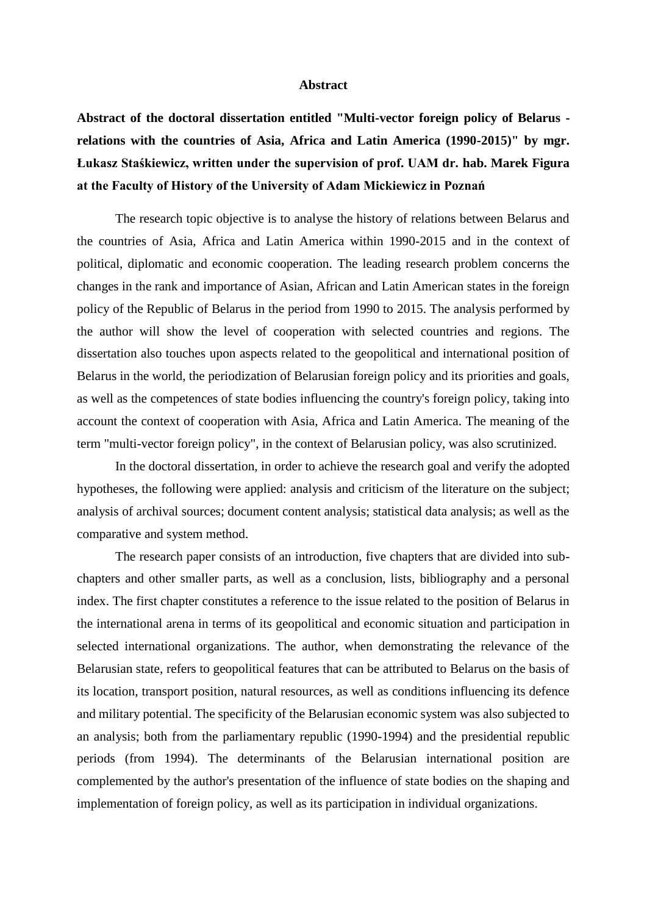# Abstract

**Abstract of the doctoral dissertation entitled "Multi-vector foreign policy of Belarus - relations with the countries of Asia, Africa and Latin America (1990-2015)" by mgr. Łukasz Staśkiewicz, written under the supervision of prof. UAM dr. hab. Marek Figura at the Faculty of History of the University of Adam Mickiewicz in Poznań**

The research topic objective is to analyse the history of relations between Belarus and the countries of Asia, Africa and Latin America within 1990-2015 and in the context of political, diplomatic and economic cooperation. The leading research problem concerns the changes in the rank and importance of Asian, African and Latin American states in the foreign policy of the Republic of Belarus in the period from 1990 to 2015. The analysis performed by the author will show the level of cooperation with selected countries and regions. The dissertation also touches upon aspects related to the geopolitical and international position of Belarus in the world, the periodization of Belarusian foreign policy and its priorities and goals, as well as the competences of state bodies influencing the country's foreign policy, taking into account the context of cooperation with Asia, Africa and Latin America. The meaning of the term "multi-vector foreign policy", in the context of Belarusian policy, was also scrutinized.

In the doctoral dissertation, in order to achieve the research goal and verify the adopted hypotheses, the following were applied: analysis and criticism of the literature on the subject; analysis of archival sources; document content analysis; statistical data analysis; as well as the comparative and system method.

The research paper consists of an introduction, five chapters that are divided into sub-chapters and other smaller parts, as well as a conclusion, lists, bibliography and a personal index. The first chapter constitutes a reference to the issue related to the position of Belarus in the international arena in terms of its geopolitical and economic situation and participation in selected international organizations. The author, when demonstrating the relevance of the Belarusian state, refers to geopolitical features that can be attributed to Belarus on the basis of its location, transport position, natural resources, as well as conditions influencing its defence and military potential. The specificity of the Belarusian economic system was also subjected to an analysis; both from the parliamentary republic (1990-1994) and the presidential republic periods (from 1994). The determinants of the Belarusian international position are complemented by the author's presentation of the influence of state bodies on the shaping and implementation of foreign policy, as well as its participation in individual organizations.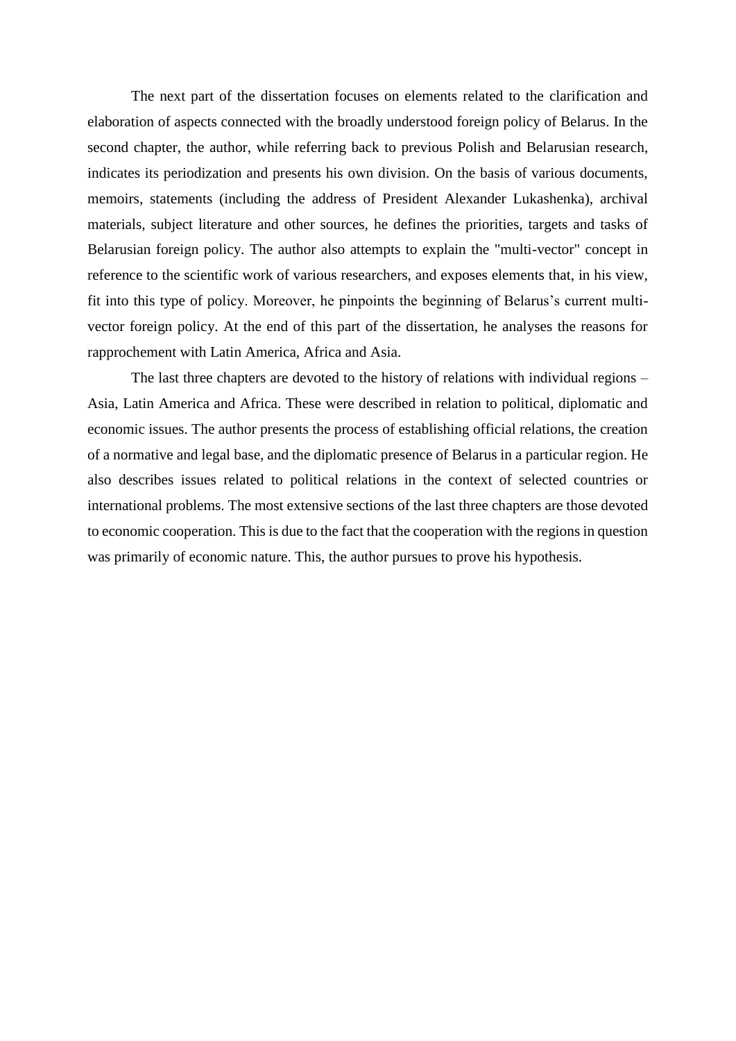The next part of the dissertation focuses on elements related to the clarification and elaboration of aspects connected with the broadly understood foreign policy of Belarus. In the second chapter, the author, while referring back to previous Polish and Belarusian research, indicates its periodization and presents his own division. On the basis of various documents, memoirs, statements (including the address of President Alexander Lukashenka), archival materials, subject literature and other sources, he defines the priorities, targets and tasks of Belarusian foreign policy. The author also attempts to explain the "multi-vector" concept in reference to the scientific work of various researchers, and exposes elements that, in his view, fit into this type of policy. Moreover, he pinpoints the beginning of Belarus's current multi-vector foreign policy. At the end of this part of the dissertation, he analyses the reasons for rapprochement with Latin America, Africa and Asia.

The last three chapters are devoted to the history of relations with individual regions – Asia, Latin America and Africa. These were described in relation to political, diplomatic and economic issues. The author presents the process of establishing official relations, the creation of a normative and legal base, and the diplomatic presence of Belarus in a particular region. He also describes issues related to political relations in the context of selected countries or international problems. The most extensive sections of the last three chapters are those devoted to economic cooperation. This is due to the fact that the cooperation with the regions in question was primarily of economic nature. This, the author pursues to prove his hypothesis.